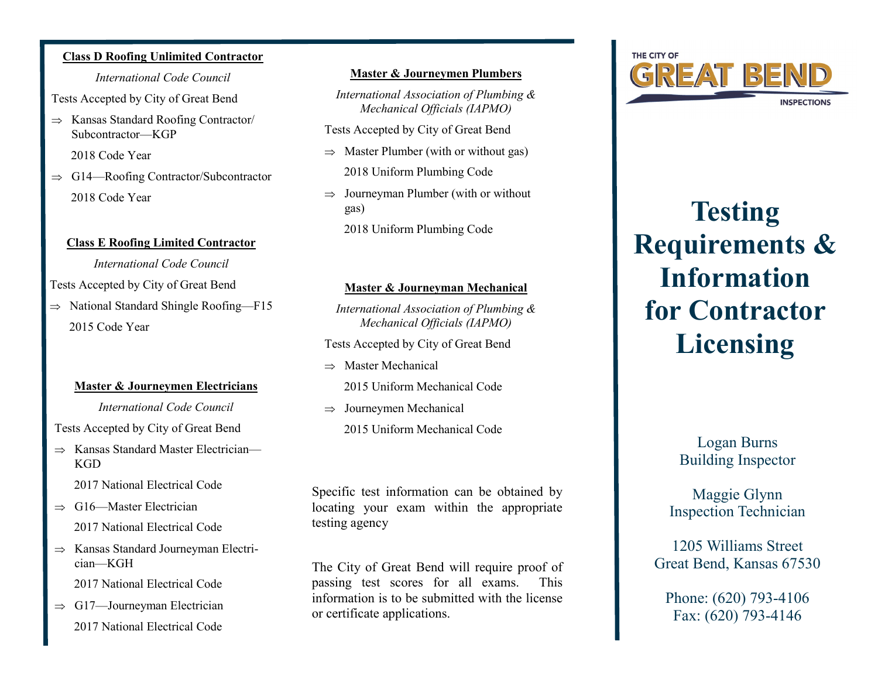## Class D Roofing Unlimited Contractor

*International Code Council*

Tests Accepted by City of Great Bend

- ⇒ Kansas Standard Roofing Contractor/ Subcontractor—KGP

  2018 Code Year

- ⇒ G14—Roofing Contractor/Subcontractor

  2018 Code Year

## Class E Roofing Limited Contractor

*International Code Council*

Tests Accepted by City of Great Bend

- ⇒ National Standard Shingle Roofing—F15

  2015 Code Year

## Master & Journeymen Electricians

*International Code Council*

Tests Accepted by City of Great Bend

- ⇒ Kansas Standard Master Electrician—KGD

  2017 National Electrical Code

- ⇒ G16—Master Electrician

  2017 National Electrical Code

- ⇒ Kansas Standard Journeyman Electrician—KGH

  2017 National Electrical Code

- ⇒ G17—Journeyman Electrician

  2017 National Electrical Code

## Master & Journeymen Plumbers

*International Association of Plumbing & Mechanical Officials (IAPMO)*

Tests Accepted by City of Great Bend

- ⇒ Master Plumber (with or without gas)

  2018 Uniform Plumbing Code

- ⇒ Journeyman Plumber (with or without gas)

  2018 Uniform Plumbing Code

## Master & Journeyman Mechanical

*International Association of Plumbing & Mechanical Officials (IAPMO)*

Tests Accepted by City of Great Bend

- ⇒ Master Mechanical

  2015 Uniform Mechanical Code

- ⇒ Journeymen Mechanical

  2015 Uniform Mechanical Code

Specific test information can be obtained by locating your exam within the appropriate testing agency

The City of Great Bend will require proof of passing test scores for all exams. This information is to be submitted with the license or certificate applications.

THE CITY OF GREAT BEND INSPECTIONS

# Testing Requirements & Information for Contractor Licensing

Logan Burns
Building Inspector

Maggie Glynn
Inspection Technician

1205 Williams Street
Great Bend, Kansas 67530

Phone: (620) 793-4106
Fax: (620) 793-4146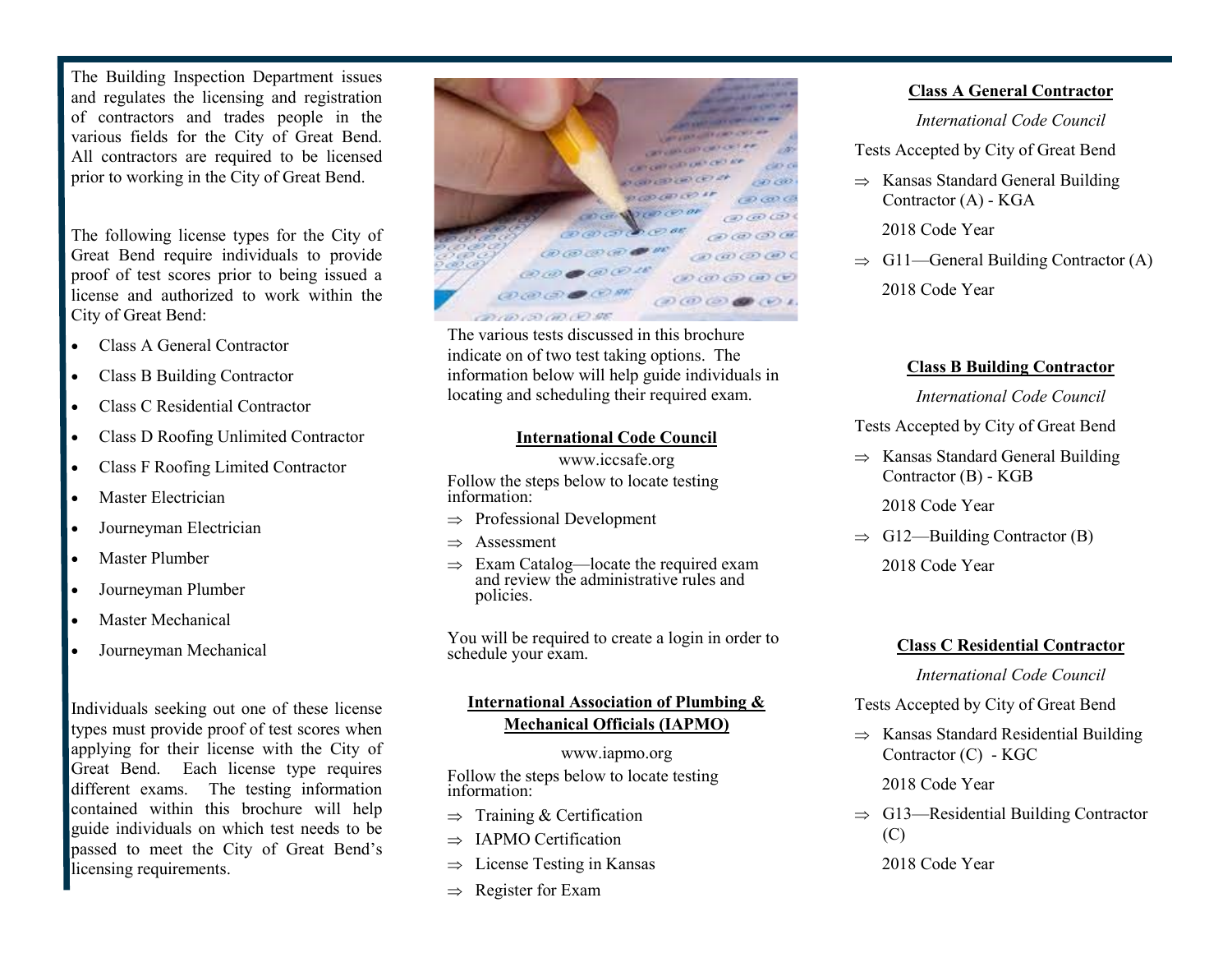The Building Inspection Department issues and regulates the licensing and registration of contractors and trades people in the various fields for the City of Great Bend. All contractors are required to be licensed prior to working in the City of Great Bend.

The following license types for the City of Great Bend require individuals to provide proof of test scores prior to being issued a license and authorized to work within the City of Great Bend:

- Class A General Contractor
- Class B Building Contractor
- Class C Residential Contractor
- Class D Roofing Unlimited Contractor
- Class F Roofing Limited Contractor
- Master Electrician
- Journeyman Electrician
- Master Plumber
- Journeyman Plumber
- Master Mechanical
- Journeyman Mechanical

Individuals seeking out one of these license types must provide proof of test scores when applying for their license with the City of Great Bend. Each license type requires different exams. The testing information contained within this brochure will help guide individuals on which test needs to be passed to meet the City of Great Bend's licensing requirements.

The various tests discussed in this brochure indicate on of two test taking options. The information below will help guide individuals in locating and scheduling their required exam.

## International Code Council

www.iccsafe.org

Follow the steps below to locate testing information:

⇒ Professional Development

⇒ Assessment

⇒ Exam Catalog—locate the required exam and review the administrative rules and policies.

You will be required to create a login in order to schedule your exam.

## International Association of Plumbing & Mechanical Officials (IAPMO)

www.iapmo.org

Follow the steps below to locate testing information:

⇒ Training & Certification

⇒ IAPMO Certification

⇒ License Testing in Kansas

⇒ Register for Exam

## Class A General Contractor

*International Code Council*

Tests Accepted by City of Great Bend

⇒ Kansas Standard General Building Contractor (A) - KGA

2018 Code Year

⇒ G11—General Building Contractor (A)

2018 Code Year

## Class B Building Contractor

*International Code Council*

Tests Accepted by City of Great Bend

⇒ Kansas Standard General Building Contractor (B) - KGB

2018 Code Year

⇒ G12—Building Contractor (B)

2018 Code Year

## Class C Residential Contractor

*International Code Council*

Tests Accepted by City of Great Bend

⇒ Kansas Standard Residential Building Contractor (C) - KGC

2018 Code Year

⇒ G13—Residential Building Contractor (C)

2018 Code Year